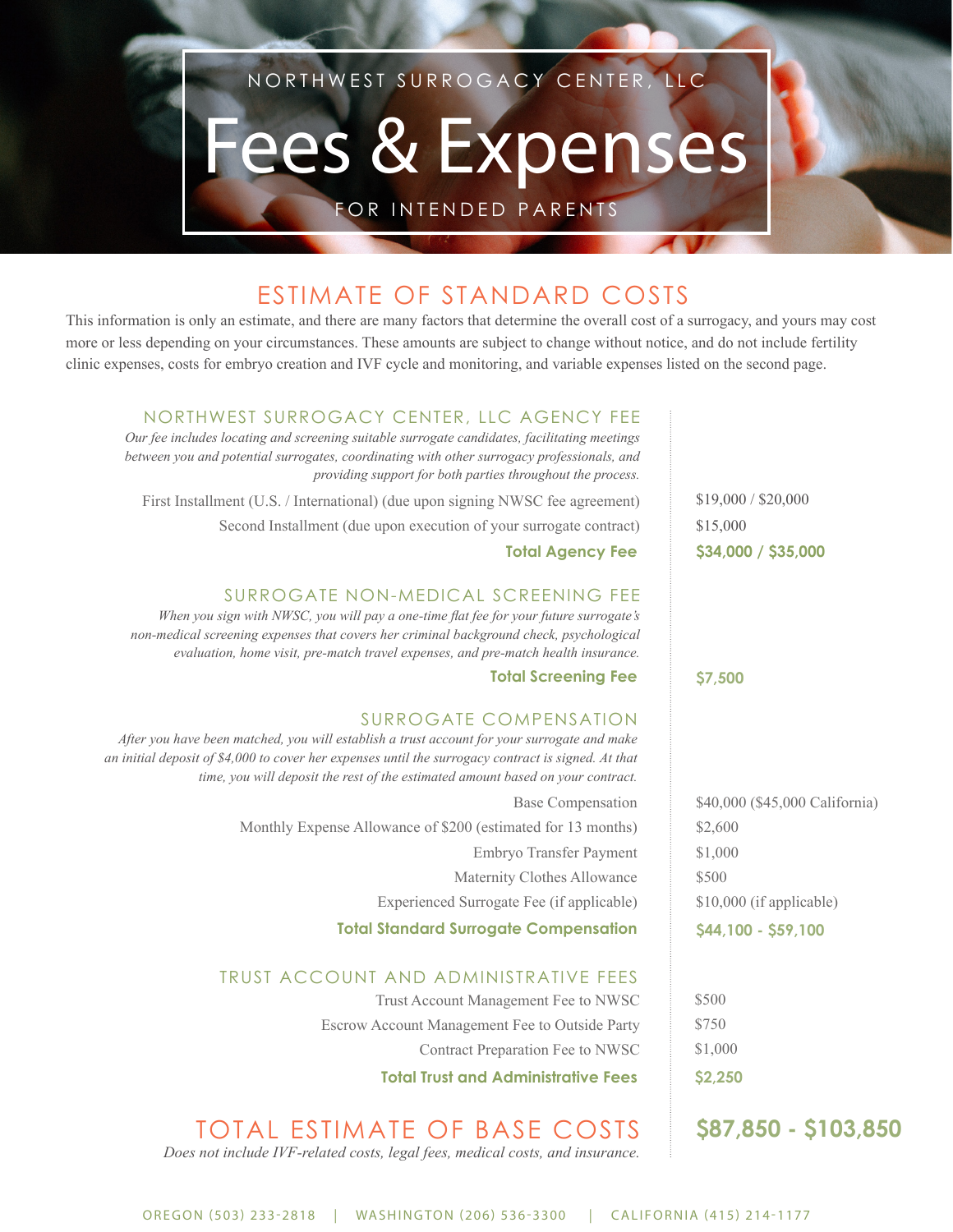NORTHWEST SURROGACY CENTER, LLC

# Fees & Expenses

FOR INTENDED PARENTS

## ESTIMATE OF STANDARD COSTS

This information is only an estimate, and there are many factors that determine the overall cost of a surrogacy, and yours may cost more or less depending on your circumstances. These amounts are subject to change without notice, and do not include fertility clinic expenses, costs for embryo creation and IVF cycle and monitoring, and variable expenses listed on the second page.

### NORTHWEST SURROGACY CENTER, LLC AGENCY FEE

*Our fee includes locating and screening suitable surrogate candidates, facilitating meetings between you and potential surrogates, coordinating with other surrogacy professionals, and providing support for both parties throughout the process.*

| | |
|---|---|
| First Installment (U.S. / International) (due upon signing NWSC fee agreement) | $19,000 / $20,000 |
| Second Installment (due upon execution of your surrogate contract) | $15,000 |
| **Total Agency Fee** | **$34,000 / $35,000** |

### SURROGATE NON-MEDICAL SCREENING FEE

*When you sign with NWSC, you will pay a one-time flat fee for your future surrogate's non-medical screening expenses that covers her criminal background check, psychological evaluation, home visit, pre-match travel expenses, and pre-match health insurance.*

| | |
|---|---|
| **Total Screening Fee** | **$7,500** |

### SURROGATE COMPENSATION

*After you have been matched, you will establish a trust account for your surrogate and make an initial deposit of $4,000 to cover her expenses until the surrogacy contract is signed. At that time, you will deposit the rest of the estimated amount based on your contract.*

| | |
|---|---|
| Base Compensation | $40,000 ($45,000 California) |
| Monthly Expense Allowance of $200 (estimated for 13 months) | $2,600 |
| Embryo Transfer Payment | $1,000 |
| Maternity Clothes Allowance | $500 |
| Experienced Surrogate Fee (if applicable) | $10,000 (if applicable) |
| **Total Standard Surrogate Compensation** | **$44,100 - $59,100** |

### TRUST ACCOUNT AND ADMINISTRATIVE FEES

| | |
|---|---|
| Trust Account Management Fee to NWSC | $500 |
| Escrow Account Management Fee to Outside Party | $750 |
| Contract Preparation Fee to NWSC | $1,000 |
| **Total Trust and Administrative Fees** | **$2,250** |

## TOTAL ESTIMATE OF BASE COSTS — **$87,850 - $103,850**

*Does not include IVF-related costs, legal fees, medical costs, and insurance.*

OREGON (503) 233-2818 | WASHINGTON (206) 536-3300 | CALIFORNIA (415) 214-1177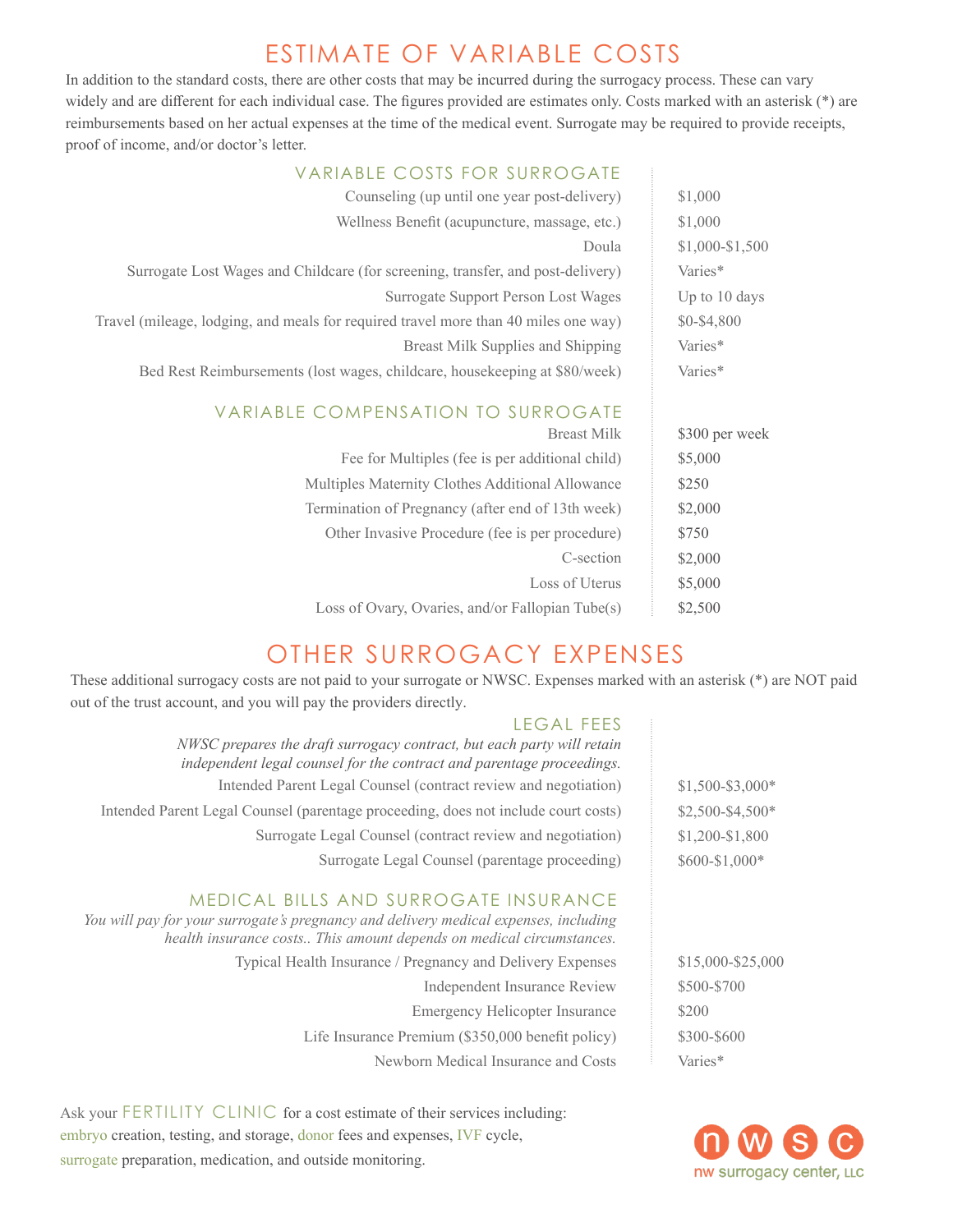# ESTIMATE OF VARIABLE COSTS

In addition to the standard costs, there are other costs that may be incurred during the surrogacy process. These can vary widely and are different for each individual case. The figures provided are estimates only. Costs marked with an asterisk (*) are reimbursements based on her actual expenses at the time of the medical event. Surrogate may be required to provide receipts, proof of income, and/or doctor's letter.

## VARIABLE COSTS FOR SURROGATE

| | |
|---|---|
| Counseling (up until one year post-delivery) | $1,000 |
| Wellness Benefit (acupuncture, massage, etc.) | $1,000 |
| Doula | $1,000-$1,500 |
| Surrogate Lost Wages and Childcare (for screening, transfer, and post-delivery) | Varies* |
| Surrogate Support Person Lost Wages | Up to 10 days |
| Travel (mileage, lodging, and meals for required travel more than 40 miles one way) | $0-$4,800 |
| Breast Milk Supplies and Shipping | Varies* |
| Bed Rest Reimbursements (lost wages, childcare, housekeeping at $80/week) | Varies* |

## VARIABLE COMPENSATION TO SURROGATE

| | |
|---|---|
| Breast Milk | $300 per week |
| Fee for Multiples (fee is per additional child) | $5,000 |
| Multiples Maternity Clothes Additional Allowance | $250 |
| Termination of Pregnancy (after end of 13th week) | $2,000 |
| Other Invasive Procedure (fee is per procedure) | $750 |
| C-section | $2,000 |
| Loss of Uterus | $5,000 |
| Loss of Ovary, Ovaries, and/or Fallopian Tube(s) | $2,500 |

# OTHER SURROGACY EXPENSES

These additional surrogacy costs are not paid to your surrogate or NWSC. Expenses marked with an asterisk (*) are NOT paid out of the trust account, and you will pay the providers directly.

## LEGAL FEES

*NWSC prepares the draft surrogacy contract, but each party will retain independent legal counsel for the contract and parentage proceedings.*

| | |
|---|---|
| Intended Parent Legal Counsel (contract review and negotiation) | $1,500-$3,000* |
| Intended Parent Legal Counsel (parentage proceeding, does not include court costs) | $2,500-$4,500* |
| Surrogate Legal Counsel (contract review and negotiation) | $1,200-$1,800 |
| Surrogate Legal Counsel (parentage proceeding) | $600-$1,000* |

## MEDICAL BILLS AND SURROGATE INSURANCE

*You will pay for your surrogate's pregnancy and delivery medical expenses, including health insurance costs.. This amount depends on medical circumstances.*

| | |
|---|---|
| Typical Health Insurance / Pregnancy and Delivery Expenses | $15,000-$25,000 |
| Independent Insurance Review | $500-$700 |
| Emergency Helicopter Insurance | $200 |
| Life Insurance Premium ($350,000 benefit policy) | $300-$600 |
| Newborn Medical Insurance and Costs | Varies* |

Ask your FERTILITY CLINIC for a cost estimate of their services including: embryo creation, testing, and storage, donor fees and expenses, IVF cycle, surrogate preparation, medication, and outside monitoring.

nwsc
nw surrogacy center, LLC